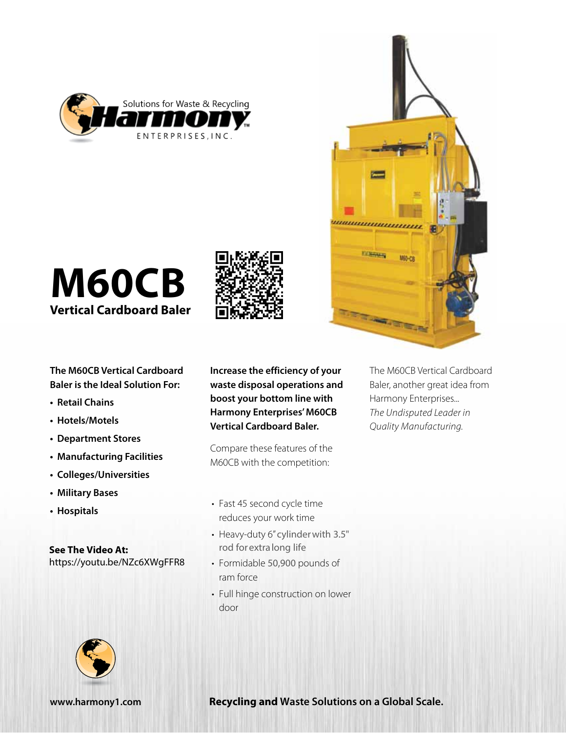Solutions for Waste & Recycling

Harmony

ENTERPRISES, INC.

# M60CB

## Vertical Cardboard Baler

**The M60CB Vertical Cardboard Baler is the Ideal Solution For:**

- **Retail Chains**
- **Hotels/Motels**
- **Department Stores**
- **Manufacturing Facilities**
- **Colleges/Universities**
- **Military Bases**
- **Hospitals**

**See The Video At:**
https://youtu.be/NZc6XWgFFR8

**Increase the efficiency of your waste disposal operations and boost your bottom line with Harmony Enterprises' M60CB Vertical Cardboard Baler.**

Compare these features of the M60CB with the competition:

- Fast 45 second cycle time reduces your work time
- Heavy-duty 6" cylinder with 3.5" rod for extra long life
- Formidable 50,900 pounds of ram force
- Full hinge construction on lower door

The M60CB Vertical Cardboard Baler, another great idea from Harmony Enterprises... *The Undisputed Leader in Quality Manufacturing.*

**www.harmony1.com**

**Recycling and Waste Solutions on a Global Scale.**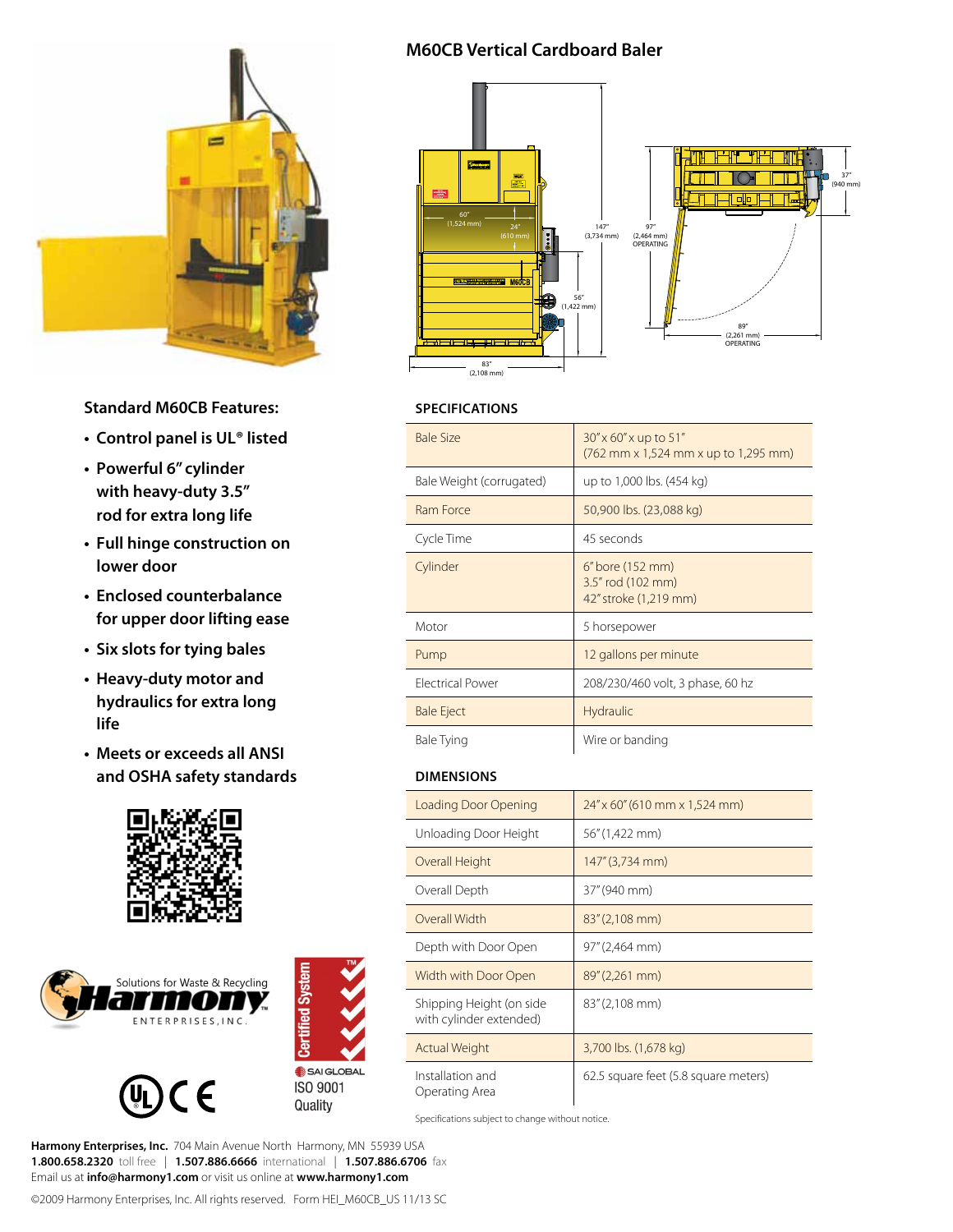## M60CB Vertical Cardboard Baler

60"
(1,524 mm)
24"
(610 mm)
147"
(3,734 mm)
56"
(1,422 mm)
83"
(2,108 mm)
97"
(2,464 mm)
OPERATING
37"
(940 mm)
89"
(2,261 mm)
OPERATING

### Standard M60CB Features:

- **Control panel is UL® listed**
- **Powerful 6" cylinder with heavy-duty 3.5" rod for extra long life**
- **Full hinge construction on lower door**
- **Enclosed counterbalance for upper door lifting ease**
- **Six slots for tying bales**
- **Heavy-duty motor and hydraulics for extra long life**
- **Meets or exceeds all ANSI and OSHA safety standards**

### SPECIFICATIONS

| | |
|---|---|
| Bale Size | 30" x 60" x up to 51"<br>(762 mm x 1,524 mm x up to 1,295 mm) |
| Bale Weight (corrugated) | up to 1,000 lbs. (454 kg) |
| Ram Force | 50,900 lbs. (23,088 kg) |
| Cycle Time | 45 seconds |
| Cylinder | 6" bore (152 mm)<br>3.5" rod (102 mm)<br>42" stroke (1,219 mm) |
| Motor | 5 horsepower |
| Pump | 12 gallons per minute |
| Electrical Power | 208/230/460 volt, 3 phase, 60 hz |
| Bale Eject | Hydraulic |
| Bale Tying | Wire or banding |

### DIMENSIONS

| | |
|---|---|
| Loading Door Opening | 24" x 60" (610 mm x 1,524 mm) |
| Unloading Door Height | 56" (1,422 mm) |
| Overall Height | 147" (3,734 mm) |
| Overall Depth | 37" (940 mm) |
| Overall Width | 83" (2,108 mm) |
| Depth with Door Open | 97" (2,464 mm) |
| Width with Door Open | 89" (2,261 mm) |
| Shipping Height (on side with cylinder extended) | 83" (2,108 mm) |
| Actual Weight | 3,700 lbs. (1,678 kg) |
| Installation and Operating Area | 62.5 square feet (5.8 square meters) |

Specifications subject to change without notice.

Solutions for Waste & Recycling
Harmony
ENTERPRISES, INC.

Certified System
SAI GLOBAL
ISO 9001
Quality

**Harmony Enterprises, Inc.** 704 Main Avenue North Harmony, MN 55939 USA
**1.800.658.2320** toll free | **1.507.886.6666** international | **1.507.886.6706** fax
Email us at **info@harmony1.com** or visit us online at **www.harmony1.com**

©2009 Harmony Enterprises, Inc. All rights reserved. Form HEI_M60CB_US 11/13 SC